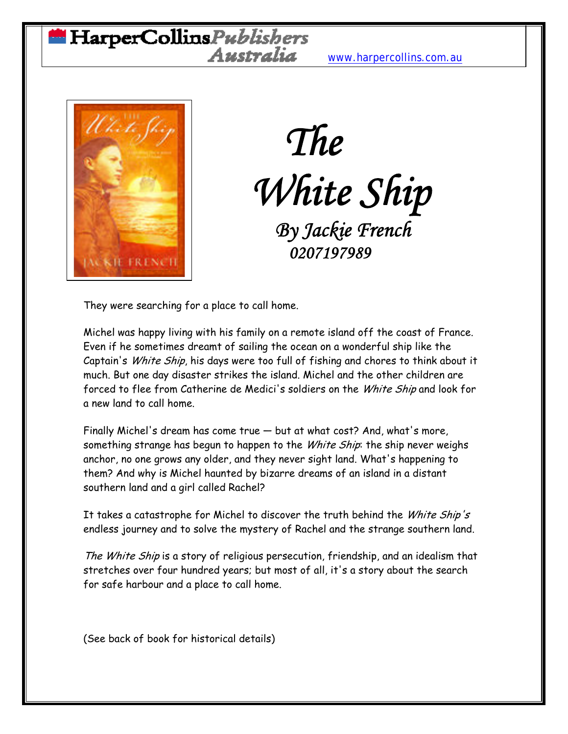HarperCollinsPublishers Australia www.harpercollins.com.au

# The White Ship

## By Jackie French

0207197989

They were searching for a place to call home.

Michel was happy living with his family on a remote island off the coast of France. Even if he sometimes dreamt of sailing the ocean on a wonderful ship like the Captain's *White Ship*, his days were too full of fishing and chores to think about it much. But one day disaster strikes the island. Michel and the other children are forced to flee from Catherine de Medici's soldiers on the *White Ship* and look for a new land to call home.

Finally Michel's dream has come true — but at what cost? And, what's more, something strange has begun to happen to the *White Ship*: the ship never weighs anchor, no one grows any older, and they never sight land. What's happening to them? And why is Michel haunted by bizarre dreams of an island in a distant southern land and a girl called Rachel?

It takes a catastrophe for Michel to discover the truth behind the *White Ship's* endless journey and to solve the mystery of Rachel and the strange southern land.

*The White Ship* is a story of religious persecution, friendship, and an idealism that stretches over four hundred years; but most of all, it's a story about the search for safe harbour and a place to call home.

(See back of book for historical details)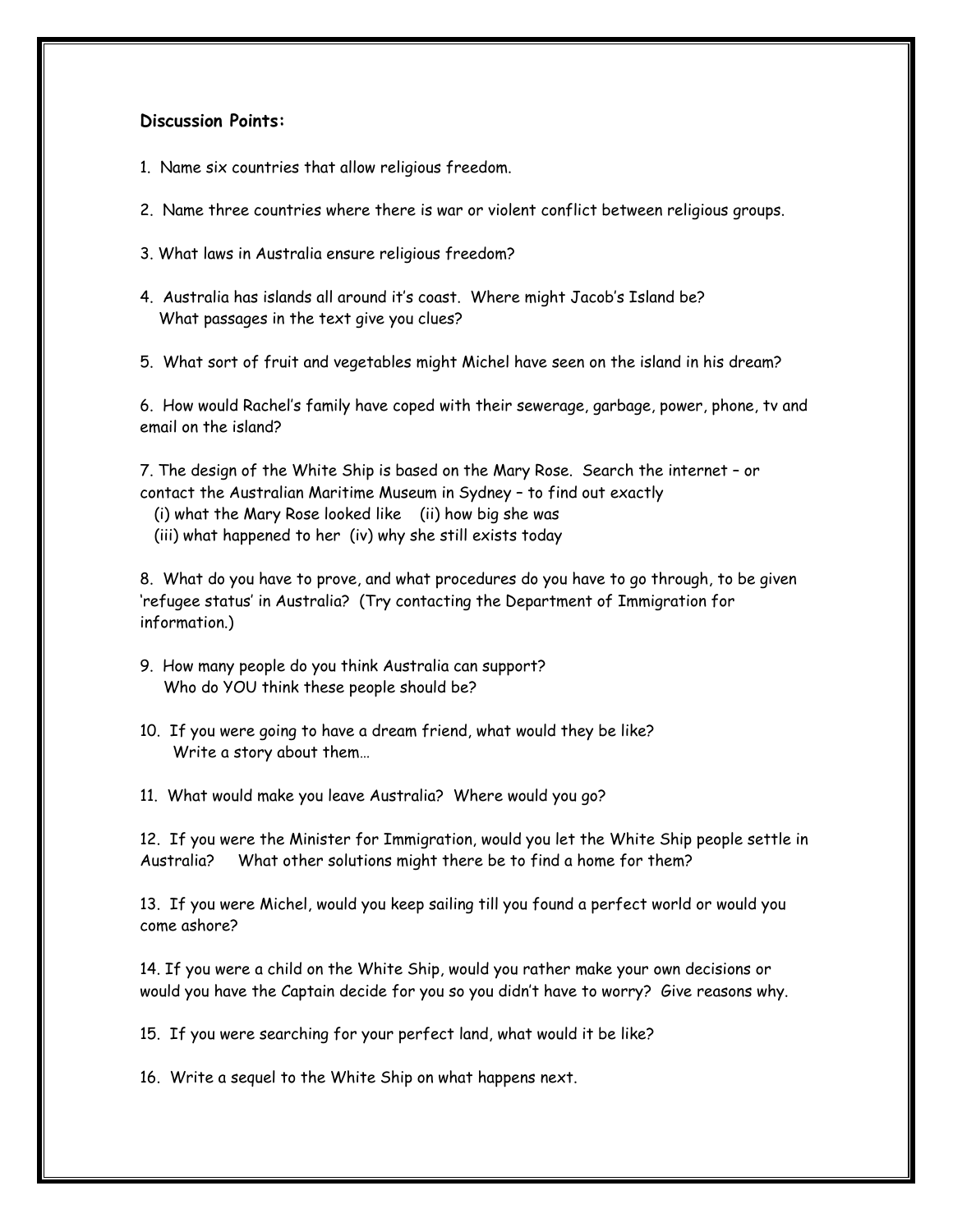**Discussion Points:**

1. Name six countries that allow religious freedom.

2. Name three countries where there is war or violent conflict between religious groups.

3. What laws in Australia ensure religious freedom?

4. Australia has islands all around it's coast. Where might Jacob's Island be? What passages in the text give you clues?

5. What sort of fruit and vegetables might Michel have seen on the island in his dream?

6. How would Rachel's family have coped with their sewerage, garbage, power, phone, tv and email on the island?

7. The design of the White Ship is based on the Mary Rose. Search the internet – or contact the Australian Maritime Museum in Sydney – to find out exactly
   (i) what the Mary Rose looked like (ii) how big she was
   (iii) what happened to her (iv) why she still exists today

8. What do you have to prove, and what procedures do you have to go through, to be given 'refugee status' in Australia? (Try contacting the Department of Immigration for information.)

9. How many people do you think Australia can support? Who do YOU think these people should be?

10. If you were going to have a dream friend, what would they be like? Write a story about them…

11. What would make you leave Australia? Where would you go?

12. If you were the Minister for Immigration, would you let the White Ship people settle in Australia? What other solutions might there be to find a home for them?

13. If you were Michel, would you keep sailing till you found a perfect world or would you come ashore?

14. If you were a child on the White Ship, would you rather make your own decisions or would you have the Captain decide for you so you didn't have to worry? Give reasons why.

15. If you were searching for your perfect land, what would it be like?

16. Write a sequel to the White Ship on what happens next.